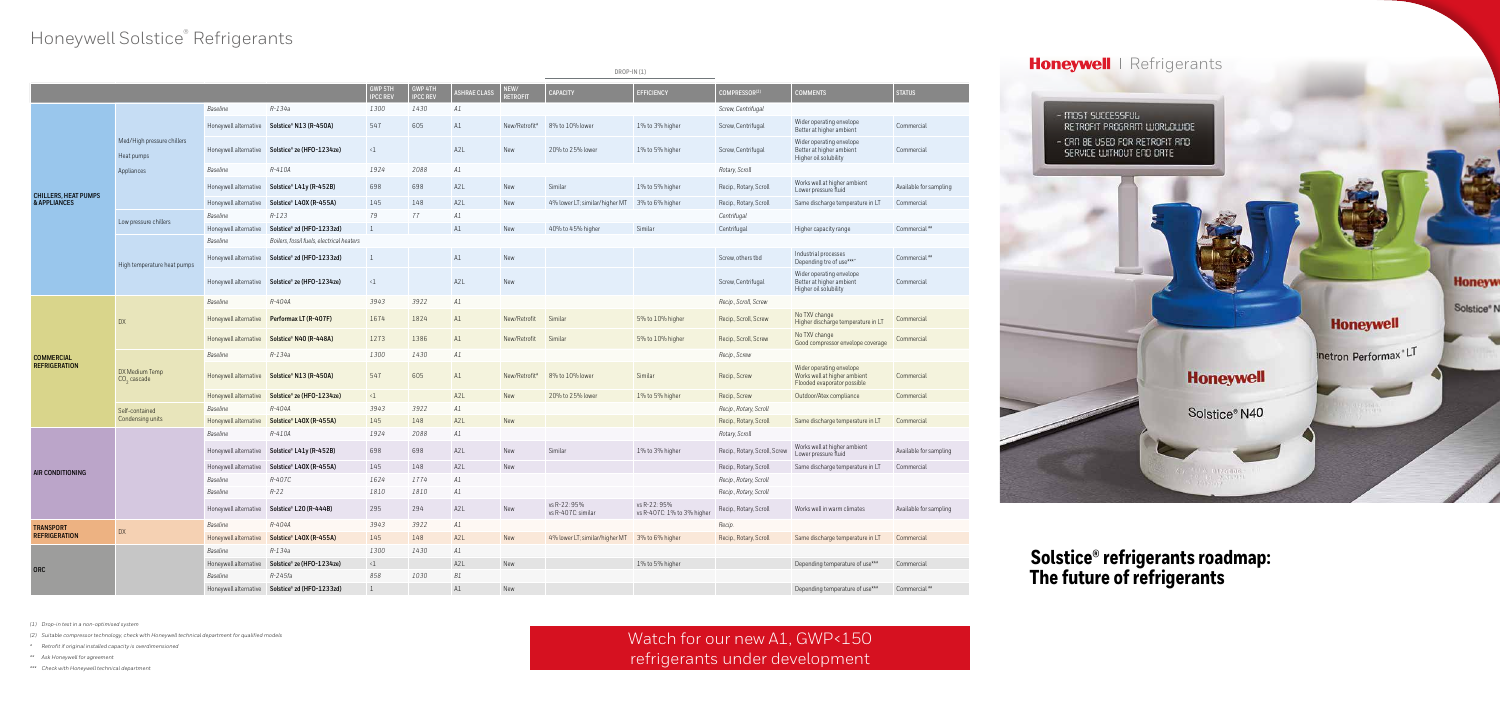# Honeywell Solstice® Refrigerants

|  |  |  |  | GWP 5TH IPCC REV | GWP 4TH IPCC REV | ASHRAE CLASS | NEW/ RETROFIT | DROP-IN (1) CAPACITY | DROP-IN (1) EFFICIENCY | COMPRESSOR(2) | COMMENTS | STATUS |
|---|---|---|---|---|---|---|---|---|---|---|---|---|
| CHILLERS, HEAT PUMPS & APPLIANCES | Med/High pressure chillers, Heat pumps, Appliances | Baseline | R-134a | 1300 | 1430 | A1 |  |  |  | Screw, Centrifugal |  |  |
|  |  | Honeywell alternative | Solstice® N13 (R-450A) | 547 | 605 | A1 | New/Retrofit* | 8% to 10% lower | 1% to 3% higher | Screw, Centrifugal | Wider operating envelope Better at higher ambient | Commercial |
|  |  | Honeywell alternative | Solstice® ze (HFO-1234ze) | <1 |  | A2L | New | 20% to 25% lower | 1% to 5% higher | Screw, Centrifugal | Wider operating envelope Better at higher ambient Higher oil solubility | Commercial |
|  |  | Baseline | R-410A | 1924 | 2088 | A1 |  |  |  | Rotary, Scroll |  |  |
|  |  | Honeywell alternative | Solstice® L41y (R-452B) | 698 | 698 | A2L | New | Similar | 1% to 3% higher | Recip., Rotary, Scroll | Works well at higher ambient Lower pressure fluid | Available for sampling |
|  |  | Honeywell alternative | Solstice® L40X (R-455A) | 145 | 148 | A2L | New | 4% lower LT; similar/higher MT | 3% to 6% higher | Recip., Rotary, Scroll | Same discharge temperature in LT | Commercial |
|  | Low pressure chillers | Baseline | R-123 | 79 | 77 | A1 |  |  |  | Centrifugal |  |  |
|  |  | Honeywell alternative | Solstice® zd (HFO-1233zd) | 1 |  | A1 | New | 40% to 45% higher | Similar | Centrifugal | Higher capacity range | Commercial** |
|  | High temperature heat pumps | Baseline | Boilers, fossil fuels, electrical heaters |  |  |  |  |  |  |  |  |  |
|  |  | Honeywell alternative | Solstice® zd (HFO-1233zd) | 1 |  | A1 | New |  |  | Screw, others tbd | Industrial processes Depending t° of use*** | Commercial** |
|  |  | Honeywell alternative | Solstice® ze (HFO-1234ze) | <1 |  | A2L | New |  |  | Screw, Centrifugal | Wider operating envelope Better at higher ambient Higher oil solubility | Commercial |
| COMMERCIAL REFRIGERATION | DX | Baseline | R-404A | 3943 | 3922 | A1 |  |  |  | Recip., Scroll, Screw |  |  |
|  |  | Honeywell alternative | Performax LT (R-407F) | 1674 | 1824 | A1 | New/Retrofit | Similar | 5% to 10% higher | Recip., Scroll, Screw | No TXV change Higher discharge temperature in LT | Commercial |
|  |  | Honeywell alternative | Solstice® N40 (R-448A) | 1273 | 1386 | A1 | New/Retrofit | Similar | 5% to 10% higher | Recip., Scroll, Screw | No TXV change Good compressor envelope coverage | Commercial |
|  | DX Medium Temp $CO_2$ cascade | Baseline | R-134a | 1300 | 1430 | A1 |  |  |  | Recip., Screw |  |  |
|  |  | Honeywell alternative | Solstice® N13 (R-450A) | 547 | 605 | A1 | New/Retrofit* | 8% to 10% lower | Similar | Recip., Screw | Wider operating envelope Works well at higher ambient Flooded evaporator possible | Commercial |
|  |  | Honeywell alternative | Solstice® ze (HFO-1234ze) | <1 |  | A2L | New | 20% to 25% lower | 1% to 5% higher | Recip., Screw | Outdoor/Max compliance | Commercial |
|  | Self-contained Condensing units | Baseline | R-404A | 3943 | 3922 | A1 |  |  |  | Recip., Rotary, Scroll |  |  |
|  |  | Honeywell alternative | Solstice® L40X (R-455A) | 145 | 148 | A2L | New |  |  | Recip., Rotary, Scroll | Same discharge temperature in LT | Commercial |
| AIR CONDITIONING |  | Baseline | R-410A | 1924 | 2088 | A1 |  |  |  | Rotary, Scroll |  |  |
|  |  | Honeywell alternative | Solstice® L41y (R-452B) | 698 | 698 | A2L | New | Similar | 1% to 3% higher | Recip., Rotary, Scroll, Screw | Works well at higher ambient Lower pressure fluid | Available for sampling |
|  |  | Honeywell alternative | Solstice® L40X (R-455A) | 145 | 148 | A2L | New |  |  | Recip., Rotary, Scroll | Same discharge temperature in LT | Commercial |
|  |  | Baseline | R-407C | 1624 | 1774 | A1 |  |  |  | Recip., Rotary, Scroll |  |  |
|  |  | Baseline | R-22 | 1810 | 1810 | A1 |  |  |  | Recip., Rotary, Scroll |  |  |
|  |  | Honeywell alternative | Solstice® L20 (R-444B) | 295 | 294 | A2L | New | vs R-22: 95% vs R-407C: similar | vs R-22: 95% vs R-407C: 1% to 3% higher | Recip., Rotary, Scroll | Works well in warm climates | Available for sampling |
| TRANSPORT REFRIGERATION | DX | Baseline | R-404A | 3943 | 3922 | A1 |  |  |  | Recip. |  |  |
|  |  | Honeywell alternative | Solstice® L40X (R-455A) | 145 | 148 | A2L | New | 4% lower LT; similar/higher MT | 3% to 6% higher | Recip., Rotary, Scroll | Same discharge temperature in LT | Commercial |
| ORC |  | Baseline | R-134a | 1300 | 1430 | A1 |  |  |  |  |  |  |
|  |  | Honeywell alternative | Solstice® ze (HFO-1234ze) | <1 |  | A2L | New |  | 1% to 5% higher |  | Depending temperature of use*** | Commercial |
|  |  | Baseline | R-245fa | 858 | 1030 | B1 |  |  |  |  |  |  |
|  |  | Honeywell alternative | Solstice® zd (HFO-1233zd) | 1 |  | A1 | New |  |  |  | Depending temperature of use*** | Commercial** |

(1) Drop-in test in a non-optimised system

(2) Suitable compressor technology, check with Honeywell technical department for qualified models

\* Retrofit if original installed capacity is overdimensioned

\*\* Ask Honeywell for agreement

\*\*\* Check with Honeywell technical department

Watch for our new A1, GWP<150 refrigerants under development

## Honeywell | Refrigerants

- MOST SUCCESSFUL RETROFIT PROGRAM WORLDWIDE
- CAN BE USED FOR RETROFIT AND SERVICE WITHOUT END DATE

# Solstice® refrigerants roadmap: The future of refrigerants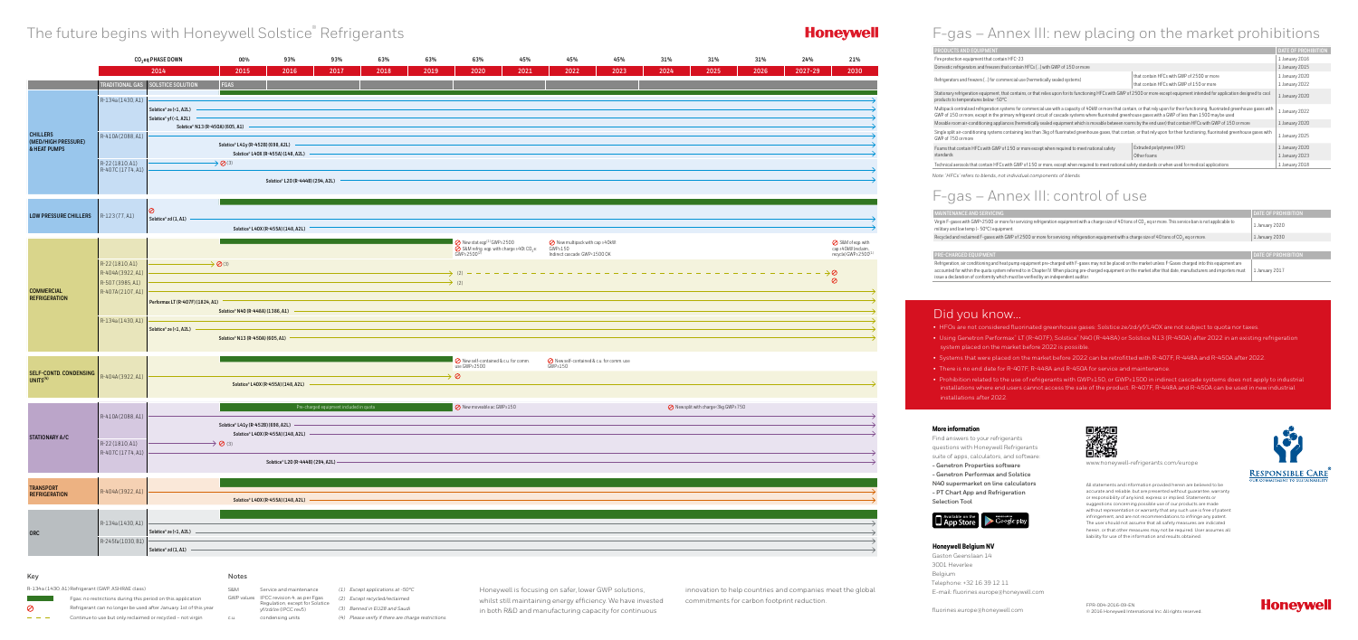# The future begins with Honeywell Solstice® Refrigerants

CO2eq PHASE DOWN

2014 | 2015 | 2016 | 2017 | 2018 | 2019 | 2020 | 2021 | 2022 | 2023 | 2024 | 2025 | 2026 | 2027-29 | 2030

00% | 93% | 93% | 93% | 63% | 63% | 63% | 45% | 45% | 45% | 31% | 31% | 31% | 24% | 21%

TRADITIONAL GAS | SOLSTICE SOLUTION | FGAS

**CHILLERS (MED/HIGH PRESSURE) & HEAT PUMPS**

R-134a (1430, A1)
Solstice® ze (<1, A2L)
Solstice® yf (<1, A2L)
Solstice® N13 (R-450A) (605, A1)
R-410A (2088, A1)
Solstice® L41y (R-452B) (698, A2L)
Solstice® L40X (R-455A) (148, A2L)
R-22 (1810, A1)
R-407C (1774, A1)
(3)
Solstice® L20 (R-444B) (294, A2L)

**LOW PRESSURE CHILLERS**

R-123 (77, A1)
Solstice® zd (1, A1)
Solstice® L40X (R-455A) (148, A2L)

**COMMERCIAL REFRIGERATION**

R-22 (1810, A1)
R-404A (3922, A1)
R-507 (3985, A1)
R-407A (2107, A1)
(3)
New stat eqp(1) GWP≥2500
S&M refrig. eqp. with charge ≥40t CO2e GWP≥2500(2)
New multipack with cap ≥40kW GWP≥150 Indirect cascade GWP<1500 OK
S&M of eqp. with cap ≥40kW (reclaim, recycle) GWP≥2500(2)
(2)
(2)
Performax LT (R-407F) (1824, A1)
Solstice® N40 (R-448A) (1386, A1)
R-134a (1430, A1)
Solstice® ze (<1, A2L)
Solstice® N13 (R-450A) (605, A1)

**SELF-CONTD. CONDENSING UNITS(4)**

R-404A (3922, A1)
New self-contained & c.u. for comm. use GWP≥2500
New self-contained & c.u. for comm. use GWP≥150
Solstice® L40X (R-455A) (148, A2L)

**STATIONARY A/C**

Pre-charged equipment included in quota
New moveable ac GWP≥150
New split with charge<3kg GWP>750
R-410A (2088, A1)
Solstice® L41y (R-452B) (698, A2L)
Solstice® L40X (R-455A) (148, A2L)
R-22 (1810, A1)
R-407C (1774, A1)
(3)
Solstice® L20 (R-444B) (294, A2L)

**TRANSPORT REFRIGERATION**

R-404A (3922, A1)
Solstice® L40X (R-455A) (148, A2L)

**ORC**

R-134a (1430, A1)
Solstice® ze (<1, A2L)
R-245fa (1030, B1)
Solstice® zd (1, A1)

**Key**

R-134a (1430, A1) Refrigerant (GWP, ASHRAE class)
Fgas: no restrictions during this period on this application
Refrigerant can no longer be used after January 1st of this year
Continue to use but only reclaimed or recycled – not virgin

**Notes**

S&M: Service and maintenance
GWP values: (IPCC revision 4- as per Fgas Regulation, except for Solstice yf/zd/ze (IPCC rev5)
c.u.: condensing units

(1) Except applications at -50°C
(2) Except recycled/reclaimed
(3) Banned in EU28 and Saudi
(4) Please verify if there are charge restrictions

Honeywell is focusing on safer, lower GWP solutions, whilst still maintaining energy efficiency. We have invested in both R&D and manufacturing capacity for continuous innovation to help countries and companies meet the global commitments for carbon footprint reduction.

# F-gas – Annex III: new placing on the market prohibitions

| PRODUCTS AND EQUIPMENT | | DATE OF PROHIBITION |
|---|---|---|
| Fire protection equipment that contain HFC-23 | | 1 January 2016 |
| Domestic refrigerators and freezers that contain HFCs (...) with GWP of 150 or more | | 1 January 2015 |
| Refrigerators and freezers (...) for commercial use (hermetically sealed systems) | that contain HFCs with GWP of 2500 or more | 1 January 2020 |
| | that contain HFCs with GWP of 150 or more | 1 January 2022 |
| Stationary refrigeration equipment, that contains, or that relies upon for its functioning HFCs with GWP of 2500 or more except equipment intended for application designed to cool products to temperatures below -50°C | | 1 January 2020 |
| Multipack centralised refrigeration systems for commercial use with a capacity of 40kW or more that contain, or that rely upon for their functioning, fluorinated greenhouse gases with GWP of 150 or more, except in the primary refrigerant circuit of cascade systems where fluorinated greenhouse gases with a GWP of less than 1500 may be used | | 1 January 2022 |
| Movable room air-conditioning appliances (hermetically sealed equipment which is movable between rooms by the end user) that contain HFCs with GWP of 150 or more | | 1 January 2020 |
| Single split air-conditioning systems containing less than 3kg of fluorinated greenhouse gases, that contain, or that rely upon for their functioning, fluorinated greenhouse gases with GWP of 750 or more | | 1 January 2025 |
| Foams that contain HFCs with GWP of 150 or more except when required to meet national safety standards | Extruded polystyrene (XPS) | 1 January 2020 |
| | Other foams | 1 January 2023 |
| Technical aerosols that contain HFCs with GWP of 150 or more, except when required to meet national safety standards or when used for medical applications | | 1 January 2018 |

Note: 'HFCs' refers to blends, not individual components of blends.

# F-gas – Annex III: control of use

| MAINTENANCE AND SERVICING | DATE OF PROHIBITION |
|---|---|
| Virgin F-gases with GWP>2500 or more for servicing refrigeration equipment with a charge size of 40 tons of $CO_2$ eq or more. This service ban is not applicable to military and low temp (-50°C) equipment. | 1 January 2020 |
| Recycled and reclaimed F-gases with GWP of 2500 or more for servicing refrigeration equipment with a charge size of 40 tons of $CO_2$ eq or more | 1 January 2030 |

| PRE-CHARGED EQUIPMENT | DATE OF PROHIBITION |
|---|---|
| Refrigeration, air conditioning and heat pump equipment pre-charged with F-gases may not be placed on the market unless F-Gases charged into this equipment are accounted for within the quota system referred to in Chapter IV. When placing pre-charged equipment on the market after that date, manufacturers and importers must issue a declaration of conformity which must be verified by an independent auditor | 1 January 2017 |

# Did you know...

- HFOs are not considered fluorinated greenhouse gases. Solstice ze/zd/yf/L40X are not subject to quota nor taxes.
- Using Genetron Performax™ LT (R-407F), Solstice® N40 (R-448A) or Solstice N13 (R-450A) after 2022 in an existing refrigeration system placed on the market before 2022 is possible.
- Systems that were placed on the market before 2022 can be retrofitted with R-407F, R-448A and R-450A after 2022.
- There is no end date for R-407F, R-448A and R-450A for service and maintenance.
- Prohibition related to the use of refrigerants with GWP≥150, or GWP≥1500 in indirect cascade systems does not apply to industrial installations where end users cannot access the sale of the product. R-407F, R-448A and R-450A can be used in new industrial installations after 2022.

**More information**

Find answers to your refrigerants questions with Honeywell Refrigerants suite of apps, calculators, and software:
- Genetron Properties software
- Genetron Performax and Solstice N40 supermarket on line calculators
- PT Chart App and Refrigeration Selection Tool

www.honeywell-refrigerants.com/europe

All statements and information provided herein are believed to be accurate and reliable but are presented without guarantee, warranty or responsibility of any kind, express or implied. Statements or suggestions concerning possible use of our products are made without representation or warranty that any such use is free of patent infringement, and are not recommendations to infringe any patent. The user should not assume that all safety measures are indicated herein, or that other measures may not be required. User assumes all liability for use of the information and results obtained.

**Honeywell Belgium NV**

Gaston Geenslaan 14
3001 Heverlee
Belgium
Telephone: +32 16 39 12 11
E-mail: fluorines.europe@honeywell.com

fluorines.europe@honeywell.com

FPR-004-2016-03-EN
© 2016 Honeywell International Inc. All rights reserved.